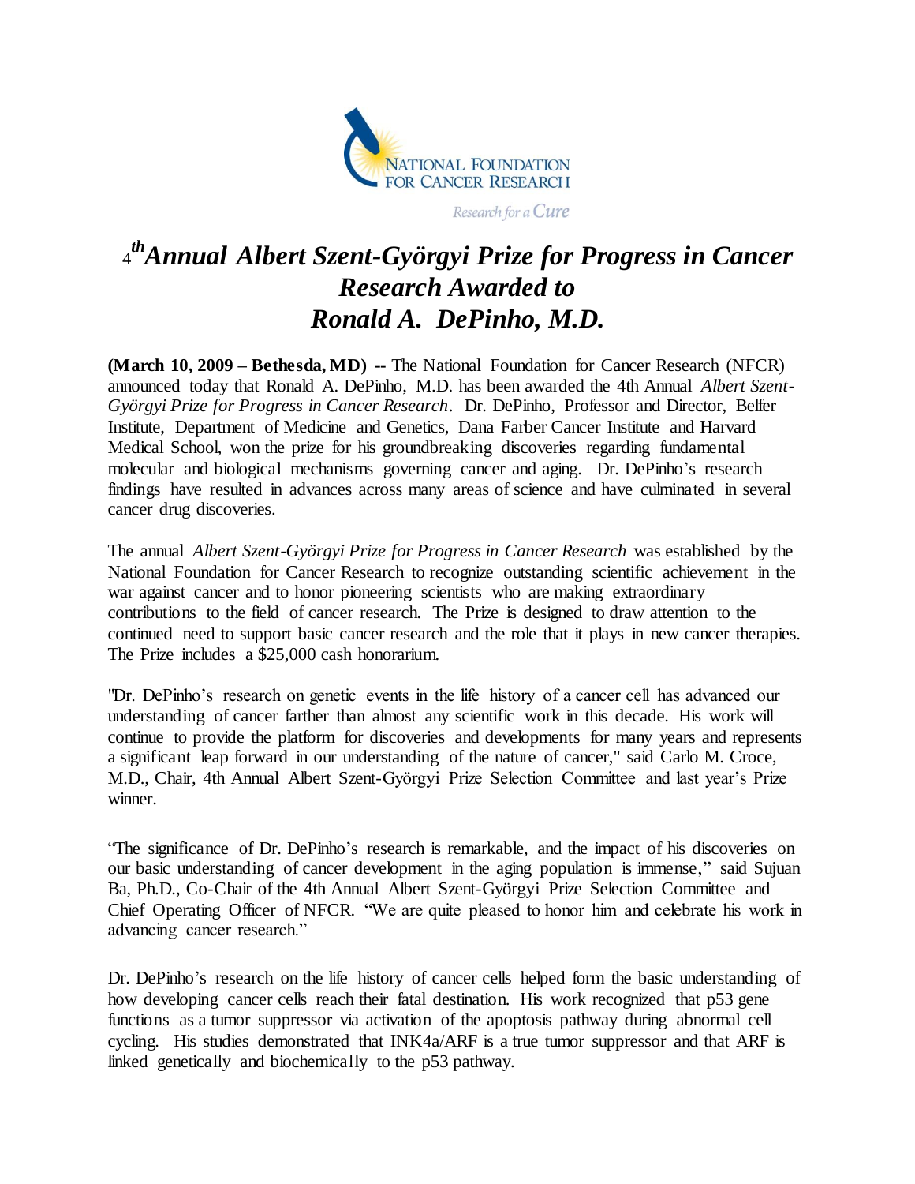NATIONAL FOUNDATION FOR CANCER RESEARCH

*Research for a Cure*

# *4th Annual Albert Szent-Györgyi Prize for Progress in Cancer Research Awarded to Ronald A. DePinho, M.D.*

**(March 10, 2009 – Bethesda, MD)** -- The National Foundation for Cancer Research (NFCR) announced today that Ronald A. DePinho, M.D. has been awarded the 4th Annual *Albert Szent-Györgyi Prize for Progress in Cancer Research*. Dr. DePinho, Professor and Director, Belfer Institute, Department of Medicine and Genetics, Dana Farber Cancer Institute and Harvard Medical School, won the prize for his groundbreaking discoveries regarding fundamental molecular and biological mechanisms governing cancer and aging. Dr. DePinho's research findings have resulted in advances across many areas of science and have culminated in several cancer drug discoveries.

The annual *Albert Szent-Györgyi Prize for Progress in Cancer Research* was established by the National Foundation for Cancer Research to recognize outstanding scientific achievement in the war against cancer and to honor pioneering scientists who are making extraordinary contributions to the field of cancer research. The Prize is designed to draw attention to the continued need to support basic cancer research and the role that it plays in new cancer therapies. The Prize includes a $25,000 cash honorarium.

"Dr. DePinho's research on genetic events in the life history of a cancer cell has advanced our understanding of cancer farther than almost any scientific work in this decade. His work will continue to provide the platform for discoveries and developments for many years and represents a significant leap forward in our understanding of the nature of cancer," said Carlo M. Croce, M.D., Chair, 4th Annual Albert Szent-Györgyi Prize Selection Committee and last year's Prize winner.

"The significance of Dr. DePinho's research is remarkable, and the impact of his discoveries on our basic understanding of cancer development in the aging population is immense," said Sujuan Ba, Ph.D., Co-Chair of the 4th Annual Albert Szent-Györgyi Prize Selection Committee and Chief Operating Officer of NFCR. "We are quite pleased to honor him and celebrate his work in advancing cancer research."

Dr. DePinho's research on the life history of cancer cells helped form the basic understanding of how developing cancer cells reach their fatal destination. His work recognized that p53 gene functions as a tumor suppressor via activation of the apoptosis pathway during abnormal cell cycling. His studies demonstrated that INK4a/ARF is a true tumor suppressor and that ARF is linked genetically and biochemically to the p53 pathway.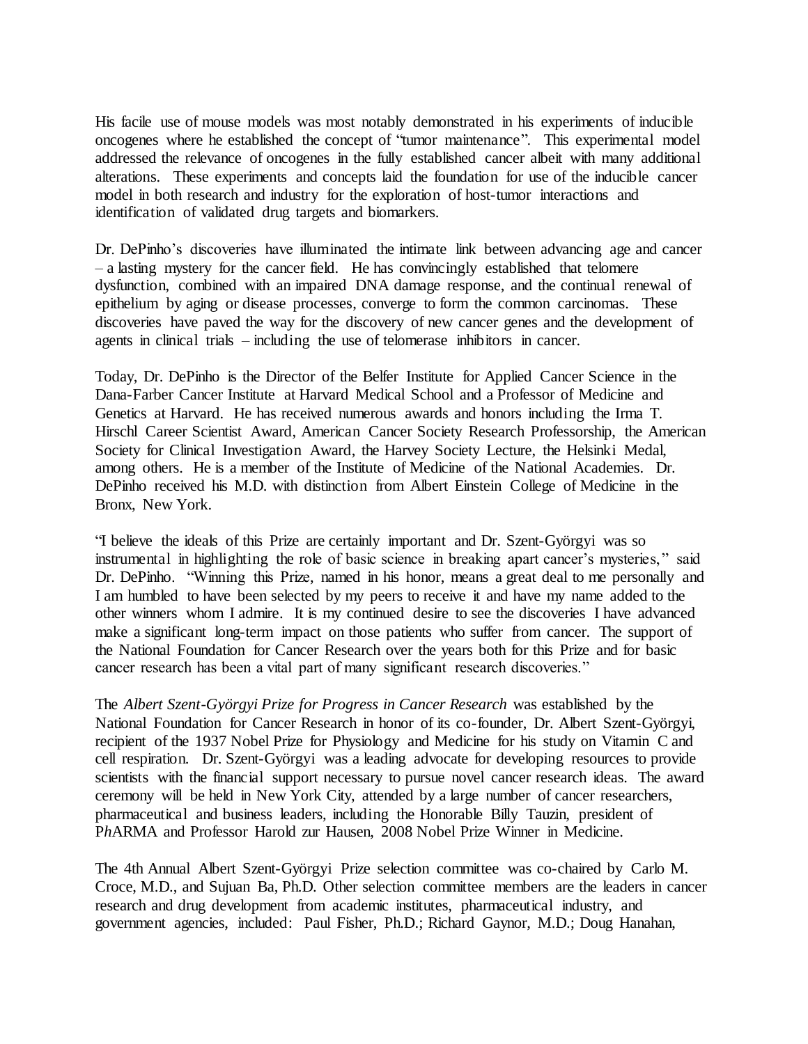His facile use of mouse models was most notably demonstrated in his experiments of inducible oncogenes where he established the concept of "tumor maintenance". This experimental model addressed the relevance of oncogenes in the fully established cancer albeit with many additional alterations. These experiments and concepts laid the foundation for use of the inducible cancer model in both research and industry for the exploration of host-tumor interactions and identification of validated drug targets and biomarkers.

Dr. DePinho's discoveries have illuminated the intimate link between advancing age and cancer – a lasting mystery for the cancer field. He has convincingly established that telomere dysfunction, combined with an impaired DNA damage response, and the continual renewal of epithelium by aging or disease processes, converge to form the common carcinomas. These discoveries have paved the way for the discovery of new cancer genes and the development of agents in clinical trials – including the use of telomerase inhibitors in cancer.

Today, Dr. DePinho is the Director of the Belfer Institute for Applied Cancer Science in the Dana-Farber Cancer Institute at Harvard Medical School and a Professor of Medicine and Genetics at Harvard. He has received numerous awards and honors including the Irma T. Hirschl Career Scientist Award, American Cancer Society Research Professorship, the American Society for Clinical Investigation Award, the Harvey Society Lecture, the Helsinki Medal, among others. He is a member of the Institute of Medicine of the National Academies. Dr. DePinho received his M.D. with distinction from Albert Einstein College of Medicine in the Bronx, New York.

"I believe the ideals of this Prize are certainly important and Dr. Szent-Györgyi was so instrumental in highlighting the role of basic science in breaking apart cancer's mysteries," said Dr. DePinho. "Winning this Prize, named in his honor, means a great deal to me personally and I am humbled to have been selected by my peers to receive it and have my name added to the other winners whom I admire. It is my continued desire to see the discoveries I have advanced make a significant long-term impact on those patients who suffer from cancer. The support of the National Foundation for Cancer Research over the years both for this Prize and for basic cancer research has been a vital part of many significant research discoveries."

The *Albert Szent-Györgyi Prize for Progress in Cancer Research* was established by the National Foundation for Cancer Research in honor of its co-founder, Dr. Albert Szent-Györgyi, recipient of the 1937 Nobel Prize for Physiology and Medicine for his study on Vitamin C and cell respiration. Dr. Szent-Györgyi was a leading advocate for developing resources to provide scientists with the financial support necessary to pursue novel cancer research ideas. The award ceremony will be held in New York City, attended by a large number of cancer researchers, pharmaceutical and business leaders, including the Honorable Billy Tauzin, president of P*h*ARMA and Professor Harold zur Hausen, 2008 Nobel Prize Winner in Medicine.

The 4th Annual Albert Szent-Györgyi Prize selection committee was co-chaired by Carlo M. Croce, M.D., and Sujuan Ba, Ph.D. Other selection committee members are the leaders in cancer research and drug development from academic institutes, pharmaceutical industry, and government agencies, included: Paul Fisher, Ph.D.; Richard Gaynor, M.D.; Doug Hanahan,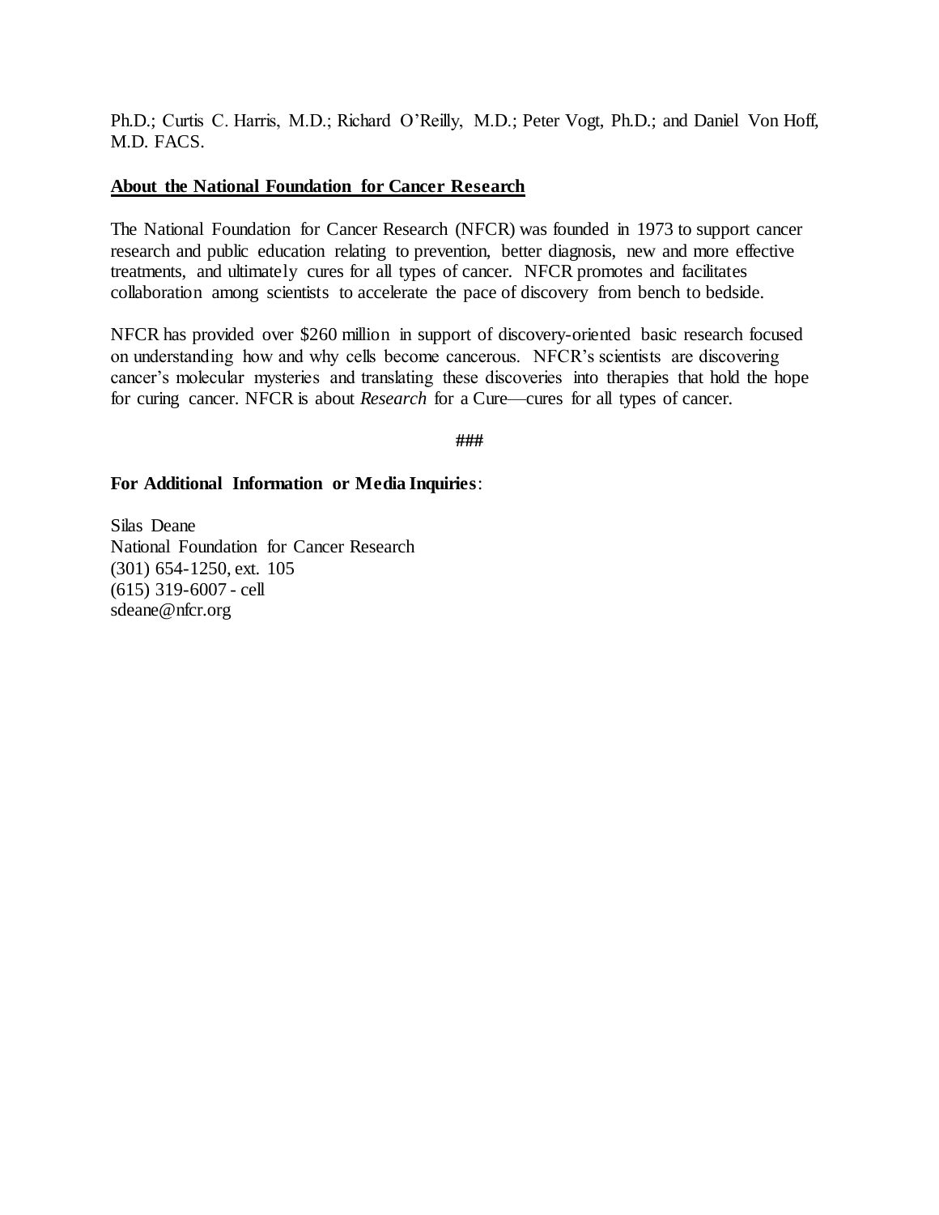Ph.D.; Curtis C. Harris, M.D.; Richard O'Reilly, M.D.; Peter Vogt, Ph.D.; and Daniel Von Hoff, M.D. FACS.

## About the National Foundation for Cancer Research

The National Foundation for Cancer Research (NFCR) was founded in 1973 to support cancer research and public education relating to prevention, better diagnosis, new and more effective treatments, and ultimately cures for all types of cancer. NFCR promotes and facilitates collaboration among scientists to accelerate the pace of discovery from bench to bedside.

NFCR has provided over $260 million in support of discovery-oriented basic research focused on understanding how and why cells become cancerous. NFCR's scientists are discovering cancer's molecular mysteries and translating these discoveries into therapies that hold the hope for curing cancer. NFCR is about *Research* for a Cure—cures for all types of cancer.

###

**For Additional Information or Media Inquiries**:

Silas Deane
National Foundation for Cancer Research
(301) 654-1250, ext. 105
(615) 319-6007 - cell
sdeane@nfcr.org